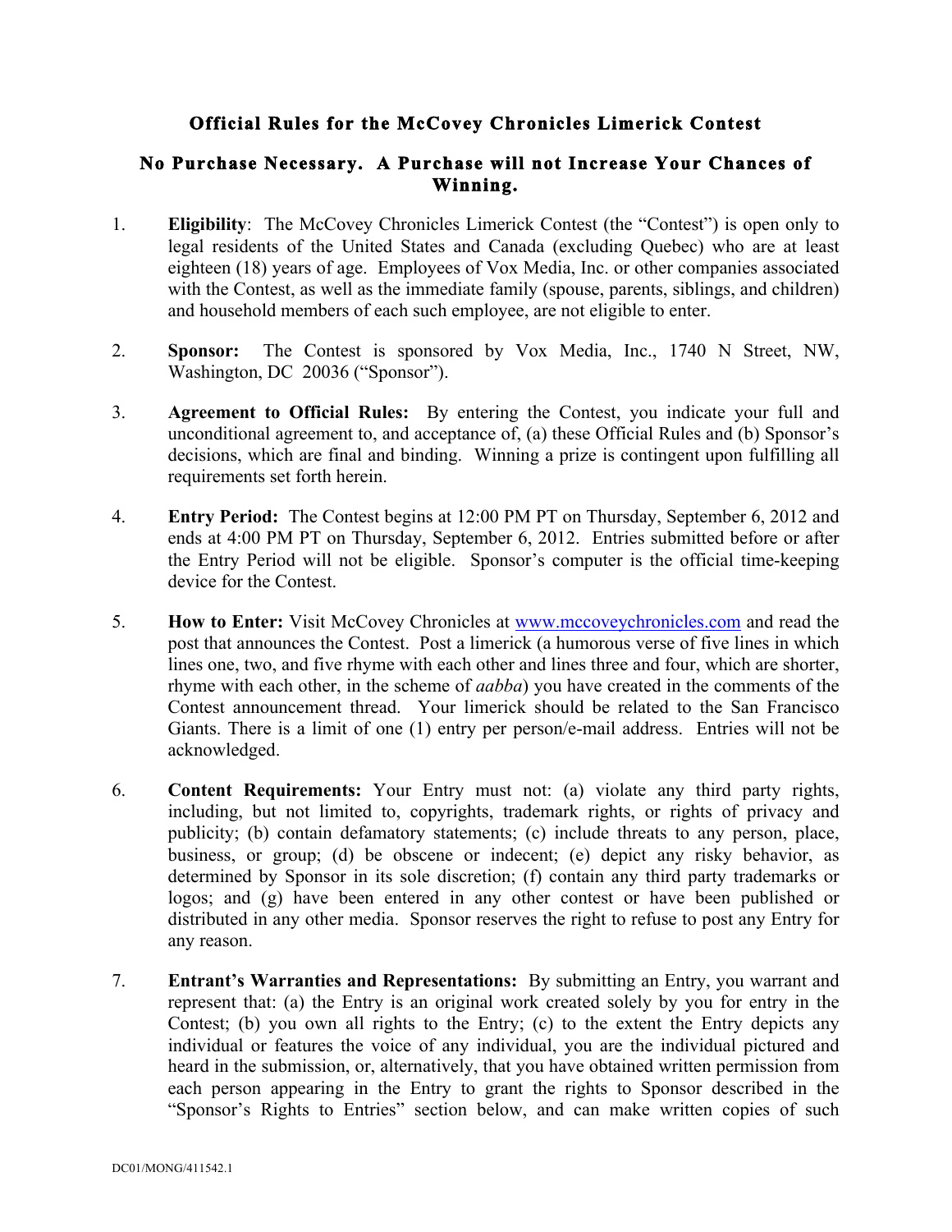# Official Rules for the McCovey Chronicles Limerick Contest

## No Purchase Necessary. A Purchase will not Increase Your Chances of Winning.

1. **Eligibility**: The McCovey Chronicles Limerick Contest (the "Contest") is open only to legal residents of the United States and Canada (excluding Quebec) who are at least eighteen (18) years of age. Employees of Vox Media, Inc. or other companies associated with the Contest, as well as the immediate family (spouse, parents, siblings, and children) and household members of each such employee, are not eligible to enter.

2. **Sponsor:** The Contest is sponsored by Vox Media, Inc., 1740 N Street, NW, Washington, DC 20036 ("Sponsor").

3. **Agreement to Official Rules:** By entering the Contest, you indicate your full and unconditional agreement to, and acceptance of, (a) these Official Rules and (b) Sponsor's decisions, which are final and binding. Winning a prize is contingent upon fulfilling all requirements set forth herein.

4. **Entry Period:** The Contest begins at 12:00 PM PT on Thursday, September 6, 2012 and ends at 4:00 PM PT on Thursday, September 6, 2012. Entries submitted before or after the Entry Period will not be eligible. Sponsor's computer is the official time-keeping device for the Contest.

5. **How to Enter:** Visit McCovey Chronicles at www.mccoveychronicles.com and read the post that announces the Contest. Post a limerick (a humorous verse of five lines in which lines one, two, and five rhyme with each other and lines three and four, which are shorter, rhyme with each other, in the scheme of *aabba*) you have created in the comments of the Contest announcement thread. Your limerick should be related to the San Francisco Giants. There is a limit of one (1) entry per person/e-mail address. Entries will not be acknowledged.

6. **Content Requirements:** Your Entry must not: (a) violate any third party rights, including, but not limited to, copyrights, trademark rights, or rights of privacy and publicity; (b) contain defamatory statements; (c) include threats to any person, place, business, or group; (d) be obscene or indecent; (e) depict any risky behavior, as determined by Sponsor in its sole discretion; (f) contain any third party trademarks or logos; and (g) have been entered in any other contest or have been published or distributed in any other media. Sponsor reserves the right to refuse to post any Entry for any reason.

7. **Entrant's Warranties and Representations:** By submitting an Entry, you warrant and represent that: (a) the Entry is an original work created solely by you for entry in the Contest; (b) you own all rights to the Entry; (c) to the extent the Entry depicts any individual or features the voice of any individual, you are the individual pictured and heard in the submission, or, alternatively, that you have obtained written permission from each person appearing in the Entry to grant the rights to Sponsor described in the "Sponsor's Rights to Entries" section below, and can make written copies of such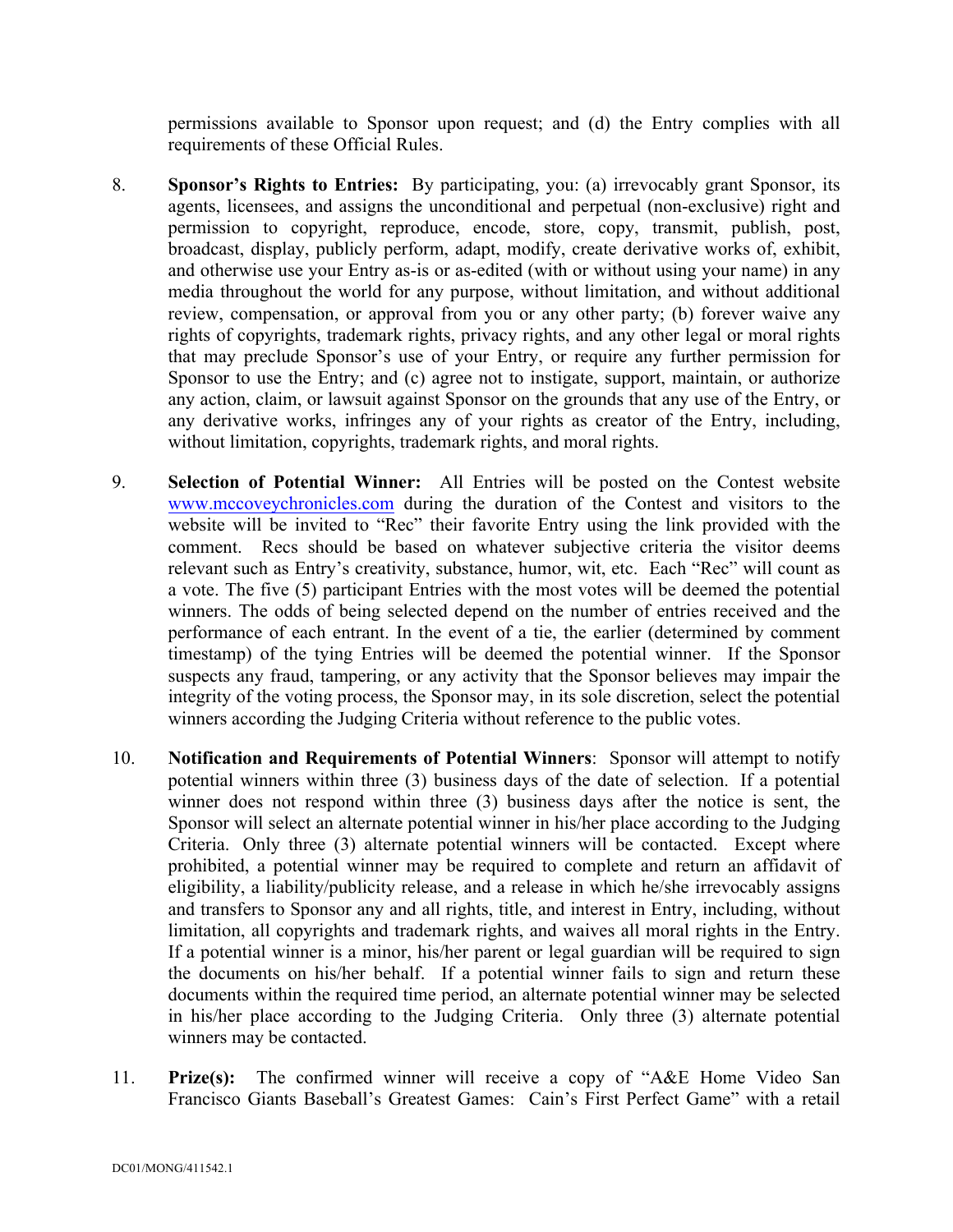permissions available to Sponsor upon request; and (d) the Entry complies with all requirements of these Official Rules.

8. **Sponsor's Rights to Entries:** By participating, you: (a) irrevocably grant Sponsor, its agents, licensees, and assigns the unconditional and perpetual (non-exclusive) right and permission to copyright, reproduce, encode, store, copy, transmit, publish, post, broadcast, display, publicly perform, adapt, modify, create derivative works of, exhibit, and otherwise use your Entry as-is or as-edited (with or without using your name) in any media throughout the world for any purpose, without limitation, and without additional review, compensation, or approval from you or any other party; (b) forever waive any rights of copyrights, trademark rights, privacy rights, and any other legal or moral rights that may preclude Sponsor's use of your Entry, or require any further permission for Sponsor to use the Entry; and (c) agree not to instigate, support, maintain, or authorize any action, claim, or lawsuit against Sponsor on the grounds that any use of the Entry, or any derivative works, infringes any of your rights as creator of the Entry, including, without limitation, copyrights, trademark rights, and moral rights.

9. **Selection of Potential Winner:** All Entries will be posted on the Contest website [www.mccoveychronicles.com](http://www.mccoveychronicles.com) during the duration of the Contest and visitors to the website will be invited to "Rec" their favorite Entry using the link provided with the comment. Recs should be based on whatever subjective criteria the visitor deems relevant such as Entry's creativity, substance, humor, wit, etc. Each "Rec" will count as a vote. The five (5) participant Entries with the most votes will be deemed the potential winners. The odds of being selected depend on the number of entries received and the performance of each entrant. In the event of a tie, the earlier (determined by comment timestamp) of the tying Entries will be deemed the potential winner. If the Sponsor suspects any fraud, tampering, or any activity that the Sponsor believes may impair the integrity of the voting process, the Sponsor may, in its sole discretion, select the potential winners according the Judging Criteria without reference to the public votes.

10. **Notification and Requirements of Potential Winners**: Sponsor will attempt to notify potential winners within three (3) business days of the date of selection. If a potential winner does not respond within three (3) business days after the notice is sent, the Sponsor will select an alternate potential winner in his/her place according to the Judging Criteria. Only three (3) alternate potential winners will be contacted. Except where prohibited, a potential winner may be required to complete and return an affidavit of eligibility, a liability/publicity release, and a release in which he/she irrevocably assigns and transfers to Sponsor any and all rights, title, and interest in Entry, including, without limitation, all copyrights and trademark rights, and waives all moral rights in the Entry. If a potential winner is a minor, his/her parent or legal guardian will be required to sign the documents on his/her behalf. If a potential winner fails to sign and return these documents within the required time period, an alternate potential winner may be selected in his/her place according to the Judging Criteria. Only three (3) alternate potential winners may be contacted.

11. **Prize(s):** The confirmed winner will receive a copy of "A&E Home Video San Francisco Giants Baseball's Greatest Games: Cain's First Perfect Game" with a retail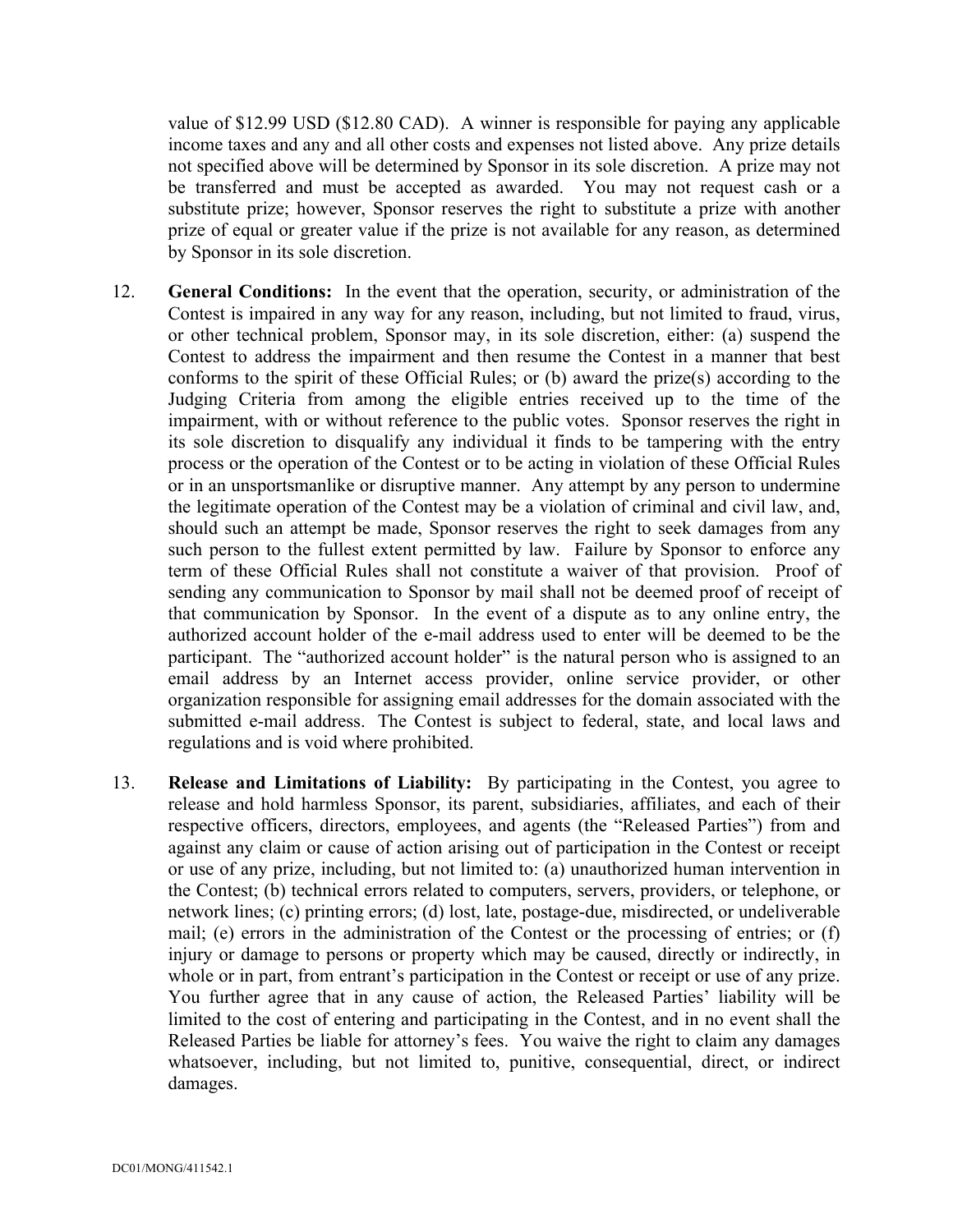value of $12.99 USD ($12.80 CAD). A winner is responsible for paying any applicable income taxes and any and all other costs and expenses not listed above. Any prize details not specified above will be determined by Sponsor in its sole discretion. A prize may not be transferred and must be accepted as awarded. You may not request cash or a substitute prize; however, Sponsor reserves the right to substitute a prize with another prize of equal or greater value if the prize is not available for any reason, as determined by Sponsor in its sole discretion.

12. **General Conditions:** In the event that the operation, security, or administration of the Contest is impaired in any way for any reason, including, but not limited to fraud, virus, or other technical problem, Sponsor may, in its sole discretion, either: (a) suspend the Contest to address the impairment and then resume the Contest in a manner that best conforms to the spirit of these Official Rules; or (b) award the prize(s) according to the Judging Criteria from among the eligible entries received up to the time of the impairment, with or without reference to the public votes. Sponsor reserves the right in its sole discretion to disqualify any individual it finds to be tampering with the entry process or the operation of the Contest or to be acting in violation of these Official Rules or in an unsportsmanlike or disruptive manner. Any attempt by any person to undermine the legitimate operation of the Contest may be a violation of criminal and civil law, and, should such an attempt be made, Sponsor reserves the right to seek damages from any such person to the fullest extent permitted by law. Failure by Sponsor to enforce any term of these Official Rules shall not constitute a waiver of that provision. Proof of sending any communication to Sponsor by mail shall not be deemed proof of receipt of that communication by Sponsor. In the event of a dispute as to any online entry, the authorized account holder of the e-mail address used to enter will be deemed to be the participant. The "authorized account holder" is the natural person who is assigned to an email address by an Internet access provider, online service provider, or other organization responsible for assigning email addresses for the domain associated with the submitted e-mail address. The Contest is subject to federal, state, and local laws and regulations and is void where prohibited.

13. **Release and Limitations of Liability:** By participating in the Contest, you agree to release and hold harmless Sponsor, its parent, subsidiaries, affiliates, and each of their respective officers, directors, employees, and agents (the "Released Parties") from and against any claim or cause of action arising out of participation in the Contest or receipt or use of any prize, including, but not limited to: (a) unauthorized human intervention in the Contest; (b) technical errors related to computers, servers, providers, or telephone, or network lines; (c) printing errors; (d) lost, late, postage-due, misdirected, or undeliverable mail; (e) errors in the administration of the Contest or the processing of entries; or (f) injury or damage to persons or property which may be caused, directly or indirectly, in whole or in part, from entrant's participation in the Contest or receipt or use of any prize. You further agree that in any cause of action, the Released Parties' liability will be limited to the cost of entering and participating in the Contest, and in no event shall the Released Parties be liable for attorney's fees. You waive the right to claim any damages whatsoever, including, but not limited to, punitive, consequential, direct, or indirect damages.

DC01/MONG/411542.1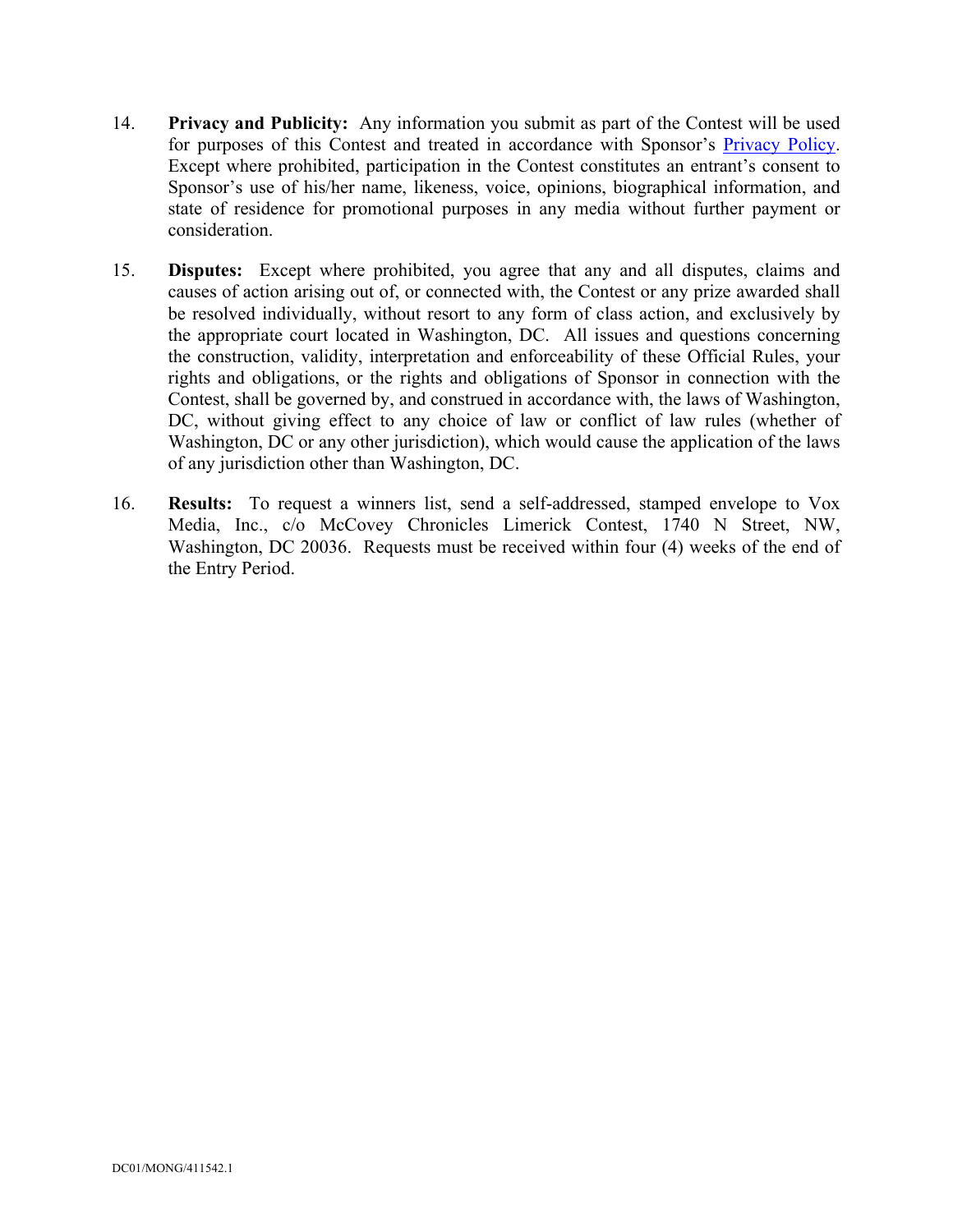14. **Privacy and Publicity:** Any information you submit as part of the Contest will be used for purposes of this Contest and treated in accordance with Sponsor's Privacy Policy. Except where prohibited, participation in the Contest constitutes an entrant's consent to Sponsor's use of his/her name, likeness, voice, opinions, biographical information, and state of residence for promotional purposes in any media without further payment or consideration.

15. **Disputes:** Except where prohibited, you agree that any and all disputes, claims and causes of action arising out of, or connected with, the Contest or any prize awarded shall be resolved individually, without resort to any form of class action, and exclusively by the appropriate court located in Washington, DC. All issues and questions concerning the construction, validity, interpretation and enforceability of these Official Rules, your rights and obligations, or the rights and obligations of Sponsor in connection with the Contest, shall be governed by, and construed in accordance with, the laws of Washington, DC, without giving effect to any choice of law or conflict of law rules (whether of Washington, DC or any other jurisdiction), which would cause the application of the laws of any jurisdiction other than Washington, DC.

16. **Results:** To request a winners list, send a self-addressed, stamped envelope to Vox Media, Inc., c/o McCovey Chronicles Limerick Contest, 1740 N Street, NW, Washington, DC 20036. Requests must be received within four (4) weeks of the end of the Entry Period.

DC01/MONG/411542.1